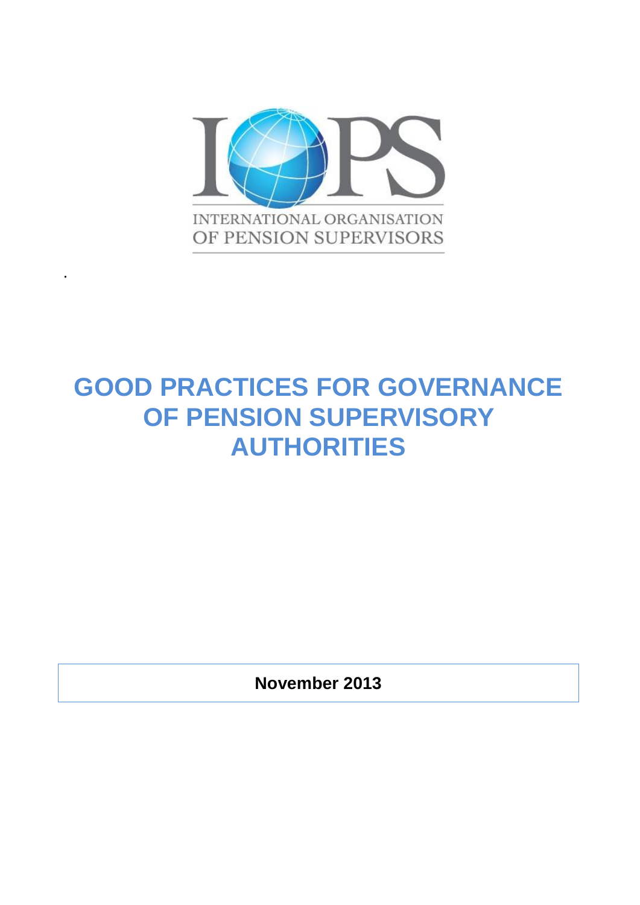IOPS

INTERNATIONAL ORGANISATION OF PENSION SUPERVISORS

# GOOD PRACTICES FOR GOVERNANCE OF PENSION SUPERVISORY AUTHORITIES

**November 2013**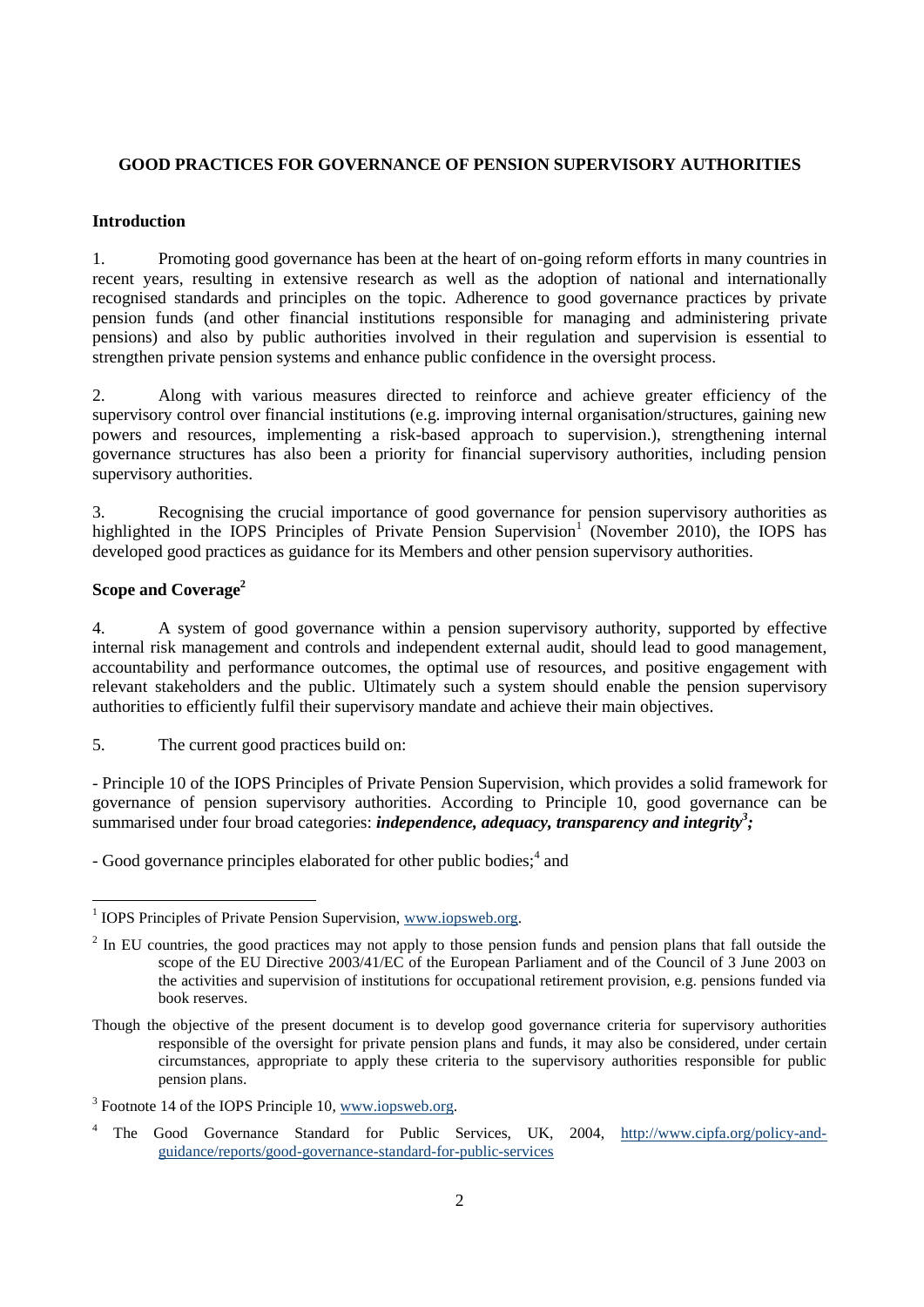## GOOD PRACTICES FOR GOVERNANCE OF PENSION SUPERVISORY AUTHORITIES

### Introduction

1. Promoting good governance has been at the heart of on-going reform efforts in many countries in recent years, resulting in extensive research as well as the adoption of national and internationally recognised standards and principles on the topic. Adherence to good governance practices by private pension funds (and other financial institutions responsible for managing and administering private pensions) and also by public authorities involved in their regulation and supervision is essential to strengthen private pension systems and enhance public confidence in the oversight process.

2. Along with various measures directed to reinforce and achieve greater efficiency of the supervisory control over financial institutions (e.g. improving internal organisation/structures, gaining new powers and resources, implementing a risk-based approach to supervision.), strengthening internal governance structures has also been a priority for financial supervisory authorities, including pension supervisory authorities.

3. Recognising the crucial importance of good governance for pension supervisory authorities as highlighted in the IOPS Principles of Private Pension Supervision[1] (November 2010), the IOPS has developed good practices as guidance for its Members and other pension supervisory authorities.

### Scope and Coverage[2]

4. A system of good governance within a pension supervisory authority, supported by effective internal risk management and controls and independent external audit, should lead to good management, accountability and performance outcomes, the optimal use of resources, and positive engagement with relevant stakeholders and the public. Ultimately such a system should enable the pension supervisory authorities to efficiently fulfil their supervisory mandate and achieve their main objectives.

5. The current good practices build on:

- Principle 10 of the IOPS Principles of Private Pension Supervision, which provides a solid framework for governance of pension supervisory authorities. According to Principle 10, good governance can be summarised under four broad categories: ***independence, adequacy, transparency and integrity***[3]***;***

- Good governance principles elaborated for other public bodies;[4] and

---

[1] IOPS Principles of Private Pension Supervision, www.iopsweb.org.

[2] In EU countries, the good practices may not apply to those pension funds and pension plans that fall outside the scope of the EU Directive 2003/41/EC of the European Parliament and of the Council of 3 June 2003 on the activities and supervision of institutions for occupational retirement provision, e.g. pensions funded via book reserves.

Though the objective of the present document is to develop good governance criteria for supervisory authorities responsible of the oversight for private pension plans and funds, it may also be considered, under certain circumstances, appropriate to apply these criteria to the supervisory authorities responsible for public pension plans.

[3] Footnote 14 of the IOPS Principle 10, www.iopsweb.org.

[4] The Good Governance Standard for Public Services, UK, 2004, http://www.cipfa.org/policy-and-guidance/reports/good-governance-standard-for-public-services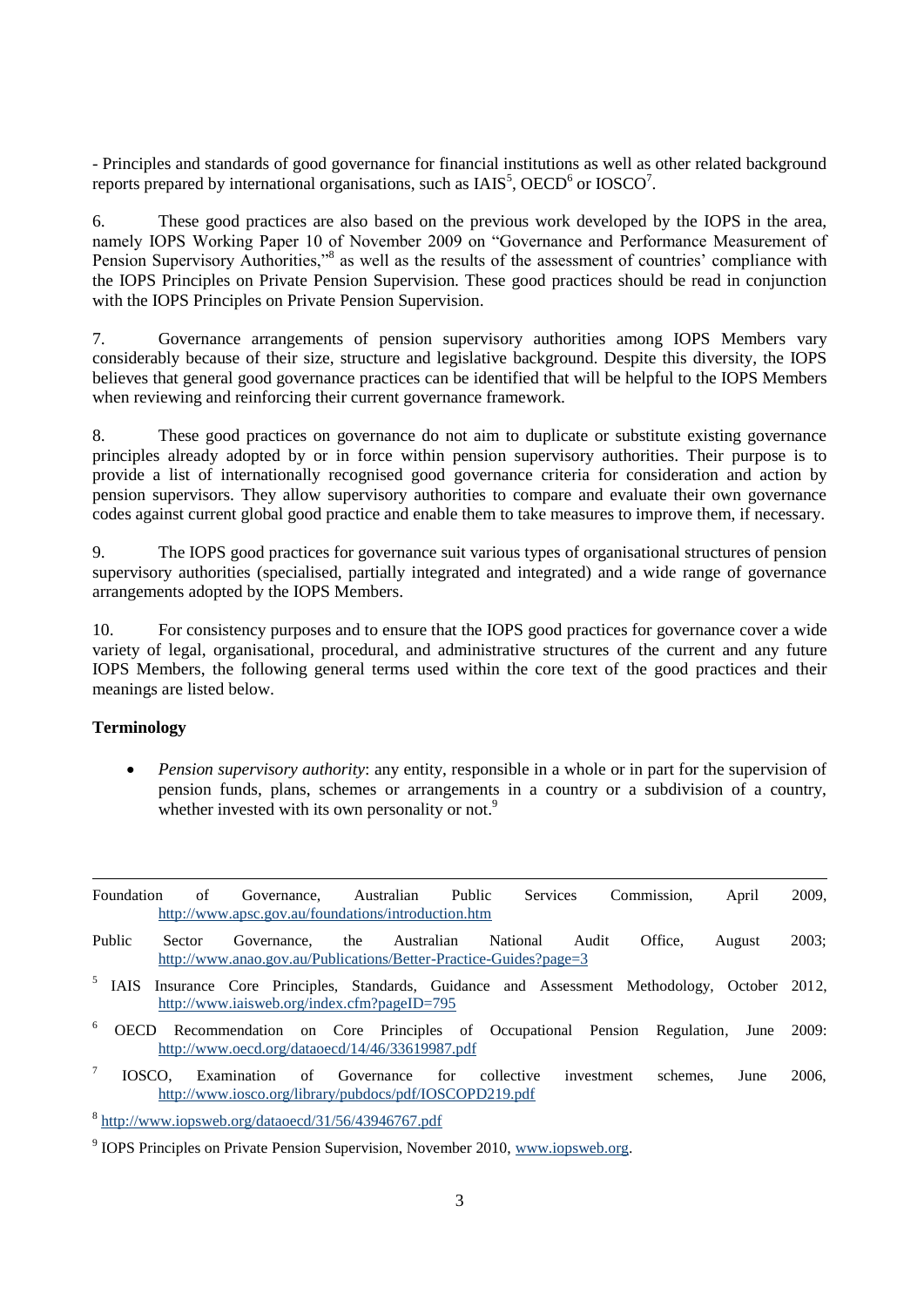- Principles and standards of good governance for financial institutions as well as other related background reports prepared by international organisations, such as IAIS[5], OECD[6] or IOSCO[7].

6. These good practices are also based on the previous work developed by the IOPS in the area, namely IOPS Working Paper 10 of November 2009 on "Governance and Performance Measurement of Pension Supervisory Authorities,"[8] as well as the results of the assessment of countries' compliance with the IOPS Principles on Private Pension Supervision. These good practices should be read in conjunction with the IOPS Principles on Private Pension Supervision.

7. Governance arrangements of pension supervisory authorities among IOPS Members vary considerably because of their size, structure and legislative background. Despite this diversity, the IOPS believes that general good governance practices can be identified that will be helpful to the IOPS Members when reviewing and reinforcing their current governance framework.

8. These good practices on governance do not aim to duplicate or substitute existing governance principles already adopted by or in force within pension supervisory authorities. Their purpose is to provide a list of internationally recognised good governance criteria for consideration and action by pension supervisors. They allow supervisory authorities to compare and evaluate their own governance codes against current global good practice and enable them to take measures to improve them, if necessary.

9. The IOPS good practices for governance suit various types of organisational structures of pension supervisory authorities (specialised, partially integrated and integrated) and a wide range of governance arrangements adopted by the IOPS Members.

10. For consistency purposes and to ensure that the IOPS good practices for governance cover a wide variety of legal, organisational, procedural, and administrative structures of the current and any future IOPS Members, the following general terms used within the core text of the good practices and their meanings are listed below.

**Terminology**

- *Pension supervisory authority*: any entity, responsible in a whole or in part for the supervision of pension funds, plans, schemes or arrangements in a country or a subdivision of a country, whether invested with its own personality or not.[9]

---

Foundation of Governance, Australian Public Services Commission, April 2009, http://www.apsc.gov.au/foundations/introduction.htm

Public Sector Governance, the Australian National Audit Office, August 2003; http://www.anao.gov.au/Publications/Better-Practice-Guides?page=3

[5] IAIS Insurance Core Principles, Standards, Guidance and Assessment Methodology, October 2012, http://www.iaisweb.org/index.cfm?pageID=795

[6] OECD Recommendation on Core Principles of Occupational Pension Regulation, June 2009: http://www.oecd.org/dataoecd/14/46/33619987.pdf

[7] IOSCO, Examination of Governance for collective investment schemes, June 2006, http://www.iosco.org/library/pubdocs/pdf/IOSCOPD219.pdf

[8] http://www.iopsweb.org/dataoecd/31/56/43946767.pdf

[9] IOPS Principles on Private Pension Supervision, November 2010, www.iopsweb.org.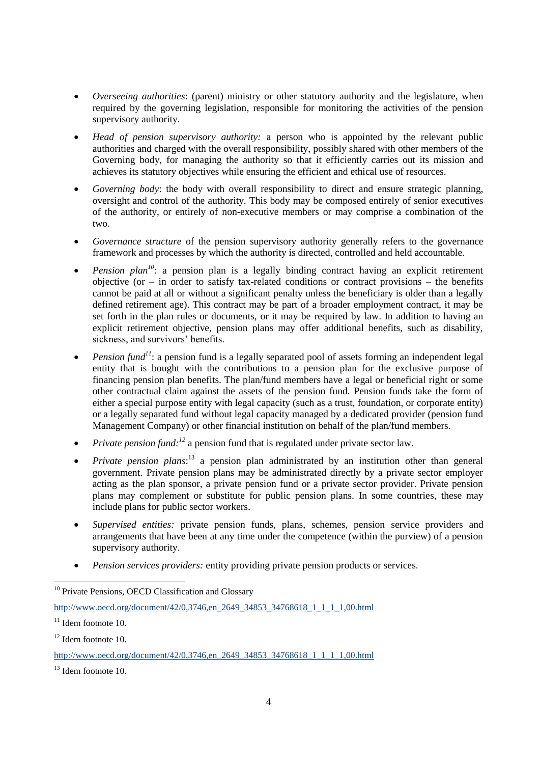- *Overseeing authorities*: (parent) ministry or other statutory authority and the legislature, when required by the governing legislation, responsible for monitoring the activities of the pension supervisory authority.

- *Head of pension supervisory authority:* a person who is appointed by the relevant public authorities and charged with the overall responsibility, possibly shared with other members of the Governing body, for managing the authority so that it efficiently carries out its mission and achieves its statutory objectives while ensuring the efficient and ethical use of resources.

- *Governing body*: the body with overall responsibility to direct and ensure strategic planning, oversight and control of the authority. This body may be composed entirely of senior executives of the authority, or entirely of non-executive members or may comprise a combination of the two.

- *Governance structure* of the pension supervisory authority generally refers to the governance framework and processes by which the authority is directed, controlled and held accountable.

- *Pension plan*[10]: a pension plan is a legally binding contract having an explicit retirement objective (or – in order to satisfy tax-related conditions or contract provisions – the benefits cannot be paid at all or without a significant penalty unless the beneficiary is older than a legally defined retirement age). This contract may be part of a broader employment contract, it may be set forth in the plan rules or documents, or it may be required by law. In addition to having an explicit retirement objective, pension plans may offer additional benefits, such as disability, sickness, and survivors' benefits.

- *Pension fund*[11]: a pension fund is a legally separated pool of assets forming an independent legal entity that is bought with the contributions to a pension plan for the exclusive purpose of financing pension plan benefits. The plan/fund members have a legal or beneficial right or some other contractual claim against the assets of the pension fund. Pension funds take the form of either a special purpose entity with legal capacity (such as a trust, foundation, or corporate entity) or a legally separated fund without legal capacity managed by a dedicated provider (pension fund Management Company) or other financial institution on behalf of the plan/fund members.

- *Private pension fund:*[12] a pension fund that is regulated under private sector law.

- *Private pension plans*:[13] a pension plan administrated by an institution other than general government. Private pension plans may be administrated directly by a private sector employer acting as the plan sponsor, a private pension fund or a private sector provider. Private pension plans may complement or substitute for public pension plans. In some countries, these may include plans for public sector workers.

- *Supervised entities:* private pension funds, plans, schemes, pension service providers and arrangements that have been at any time under the competence (within the purview) of a pension supervisory authority.

- *Pension services providers:* entity providing private pension products or services.

---

[10] Private Pensions, OECD Classification and Glossary

http://www.oecd.org/document/42/0,3746,en_2649_34853_34768618_1_1_1_1,00.html

[11] Idem footnote 10.

[12] Idem footnote 10.

http://www.oecd.org/document/42/0,3746,en_2649_34853_34768618_1_1_1_1,00.html

[13] Idem footnote 10.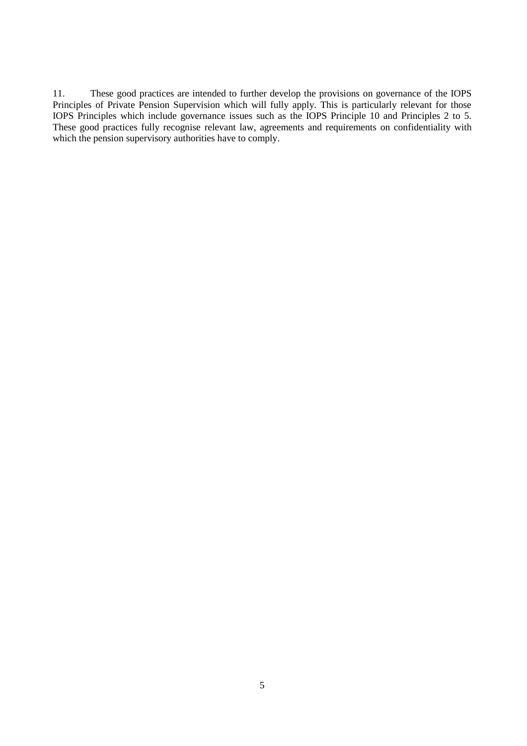11. These good practices are intended to further develop the provisions on governance of the IOPS Principles of Private Pension Supervision which will fully apply. This is particularly relevant for those IOPS Principles which include governance issues such as the IOPS Principle 10 and Principles 2 to 5. These good practices fully recognise relevant law, agreements and requirements on confidentiality with which the pension supervisory authorities have to comply.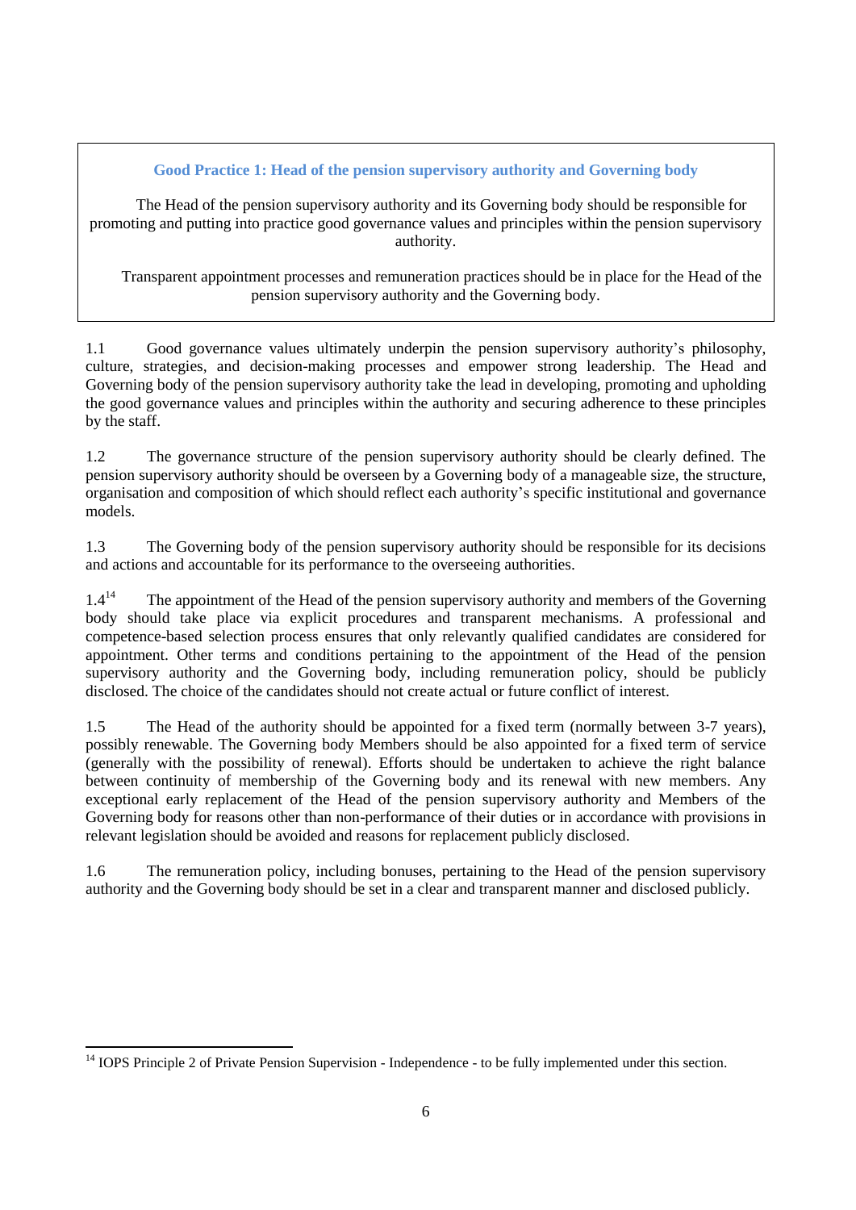**Good Practice 1: Head of the pension supervisory authority and Governing body**

The Head of the pension supervisory authority and its Governing body should be responsible for promoting and putting into practice good governance values and principles within the pension supervisory authority.

Transparent appointment processes and remuneration practices should be in place for the Head of the pension supervisory authority and the Governing body.

1.1 Good governance values ultimately underpin the pension supervisory authority's philosophy, culture, strategies, and decision-making processes and empower strong leadership. The Head and Governing body of the pension supervisory authority take the lead in developing, promoting and upholding the good governance values and principles within the authority and securing adherence to these principles by the staff.

1.2 The governance structure of the pension supervisory authority should be clearly defined. The pension supervisory authority should be overseen by a Governing body of a manageable size, the structure, organisation and composition of which should reflect each authority's specific institutional and governance models.

1.3 The Governing body of the pension supervisory authority should be responsible for its decisions and actions and accountable for its performance to the overseeing authorities.

1.4[14] The appointment of the Head of the pension supervisory authority and members of the Governing body should take place via explicit procedures and transparent mechanisms. A professional and competence-based selection process ensures that only relevantly qualified candidates are considered for appointment. Other terms and conditions pertaining to the appointment of the Head of the pension supervisory authority and the Governing body, including remuneration policy, should be publicly disclosed. The choice of the candidates should not create actual or future conflict of interest.

1.5 The Head of the authority should be appointed for a fixed term (normally between 3-7 years), possibly renewable. The Governing body Members should be also appointed for a fixed term of service (generally with the possibility of renewal). Efforts should be undertaken to achieve the right balance between continuity of membership of the Governing body and its renewal with new members. Any exceptional early replacement of the Head of the pension supervisory authority and Members of the Governing body for reasons other than non-performance of their duties or in accordance with provisions in relevant legislation should be avoided and reasons for replacement publicly disclosed.

1.6 The remuneration policy, including bonuses, pertaining to the Head of the pension supervisory authority and the Governing body should be set in a clear and transparent manner and disclosed publicly.

---

[14] IOPS Principle 2 of Private Pension Supervision - Independence - to be fully implemented under this section.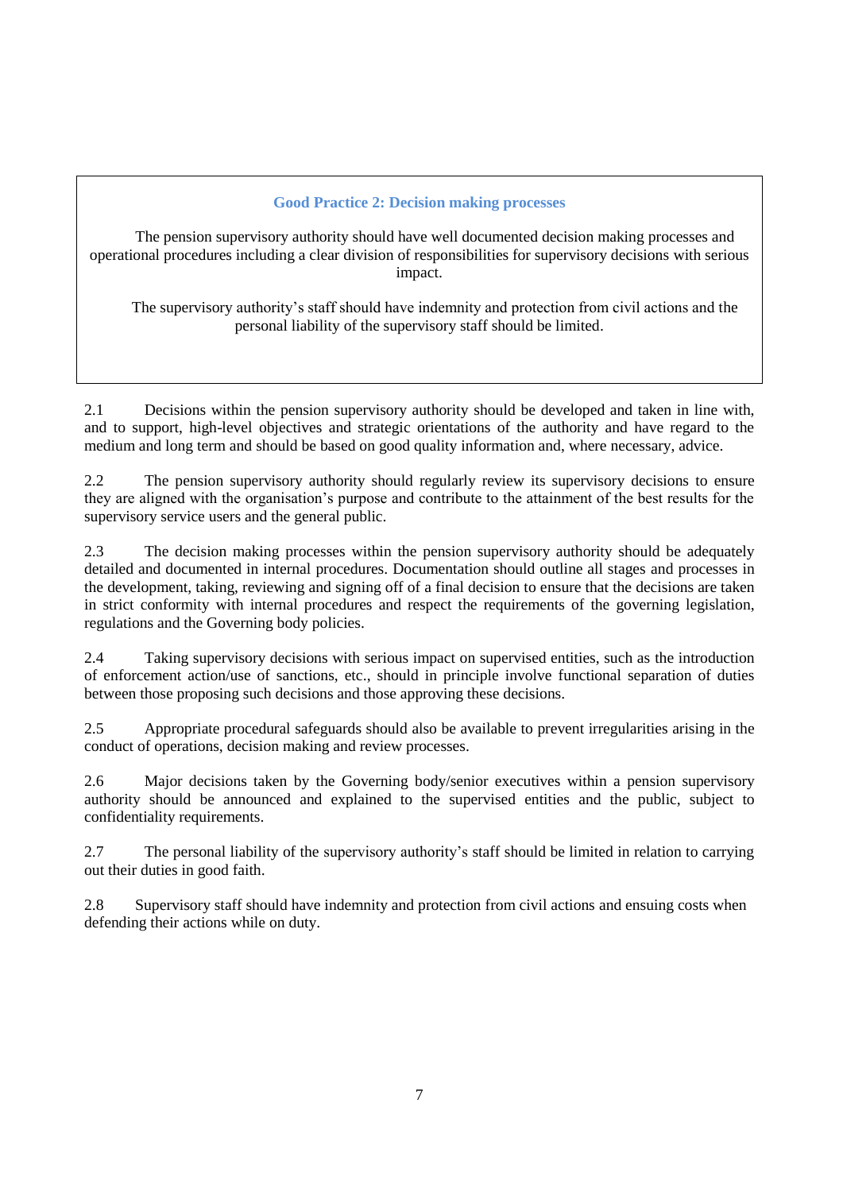### Good Practice 2: Decision making processes

The pension supervisory authority should have well documented decision making processes and operational procedures including a clear division of responsibilities for supervisory decisions with serious impact.

The supervisory authority's staff should have indemnity and protection from civil actions and the personal liability of the supervisory staff should be limited.

2.1 Decisions within the pension supervisory authority should be developed and taken in line with, and to support, high-level objectives and strategic orientations of the authority and have regard to the medium and long term and should be based on good quality information and, where necessary, advice.

2.2 The pension supervisory authority should regularly review its supervisory decisions to ensure they are aligned with the organisation's purpose and contribute to the attainment of the best results for the supervisory service users and the general public.

2.3 The decision making processes within the pension supervisory authority should be adequately detailed and documented in internal procedures. Documentation should outline all stages and processes in the development, taking, reviewing and signing off of a final decision to ensure that the decisions are taken in strict conformity with internal procedures and respect the requirements of the governing legislation, regulations and the Governing body policies.

2.4 Taking supervisory decisions with serious impact on supervised entities, such as the introduction of enforcement action/use of sanctions, etc., should in principle involve functional separation of duties between those proposing such decisions and those approving these decisions.

2.5 Appropriate procedural safeguards should also be available to prevent irregularities arising in the conduct of operations, decision making and review processes.

2.6 Major decisions taken by the Governing body/senior executives within a pension supervisory authority should be announced and explained to the supervised entities and the public, subject to confidentiality requirements.

2.7 The personal liability of the supervisory authority's staff should be limited in relation to carrying out their duties in good faith.

2.8 Supervisory staff should have indemnity and protection from civil actions and ensuing costs when defending their actions while on duty.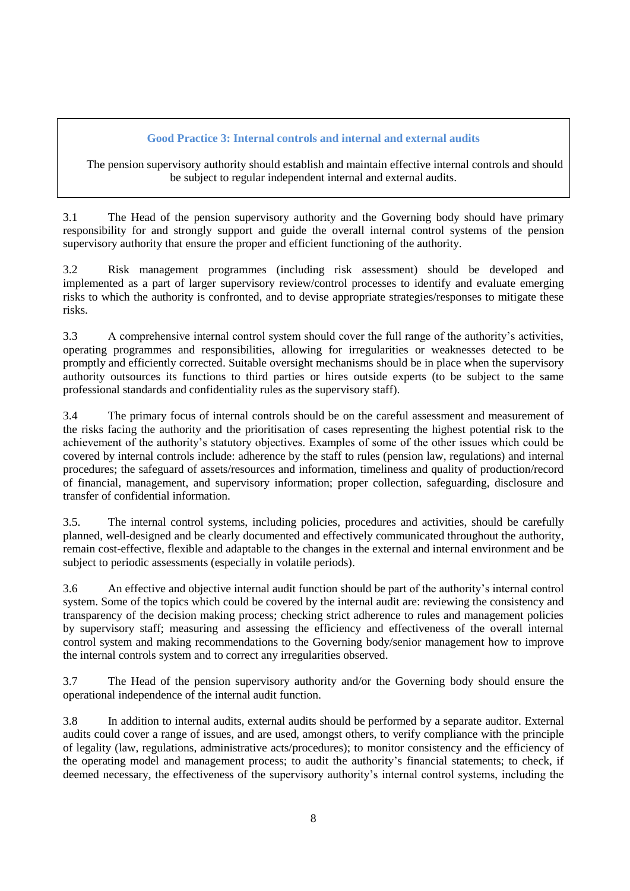### Good Practice 3: Internal controls and internal and external audits

The pension supervisory authority should establish and maintain effective internal controls and should be subject to regular independent internal and external audits.

3.1 The Head of the pension supervisory authority and the Governing body should have primary responsibility for and strongly support and guide the overall internal control systems of the pension supervisory authority that ensure the proper and efficient functioning of the authority.

3.2 Risk management programmes (including risk assessment) should be developed and implemented as a part of larger supervisory review/control processes to identify and evaluate emerging risks to which the authority is confronted, and to devise appropriate strategies/responses to mitigate these risks.

3.3 A comprehensive internal control system should cover the full range of the authority's activities, operating programmes and responsibilities, allowing for irregularities or weaknesses detected to be promptly and efficiently corrected. Suitable oversight mechanisms should be in place when the supervisory authority outsources its functions to third parties or hires outside experts (to be subject to the same professional standards and confidentiality rules as the supervisory staff).

3.4 The primary focus of internal controls should be on the careful assessment and measurement of the risks facing the authority and the prioritisation of cases representing the highest potential risk to the achievement of the authority's statutory objectives. Examples of some of the other issues which could be covered by internal controls include: adherence by the staff to rules (pension law, regulations) and internal procedures; the safeguard of assets/resources and information, timeliness and quality of production/record of financial, management, and supervisory information; proper collection, safeguarding, disclosure and transfer of confidential information.

3.5. The internal control systems, including policies, procedures and activities, should be carefully planned, well-designed and be clearly documented and effectively communicated throughout the authority, remain cost-effective, flexible and adaptable to the changes in the external and internal environment and be subject to periodic assessments (especially in volatile periods).

3.6 An effective and objective internal audit function should be part of the authority's internal control system. Some of the topics which could be covered by the internal audit are: reviewing the consistency and transparency of the decision making process; checking strict adherence to rules and management policies by supervisory staff; measuring and assessing the efficiency and effectiveness of the overall internal control system and making recommendations to the Governing body/senior management how to improve the internal controls system and to correct any irregularities observed.

3.7 The Head of the pension supervisory authority and/or the Governing body should ensure the operational independence of the internal audit function.

3.8 In addition to internal audits, external audits should be performed by a separate auditor. External audits could cover a range of issues, and are used, amongst others, to verify compliance with the principle of legality (law, regulations, administrative acts/procedures); to monitor consistency and the efficiency of the operating model and management process; to audit the authority's financial statements; to check, if deemed necessary, the effectiveness of the supervisory authority's internal control systems, including the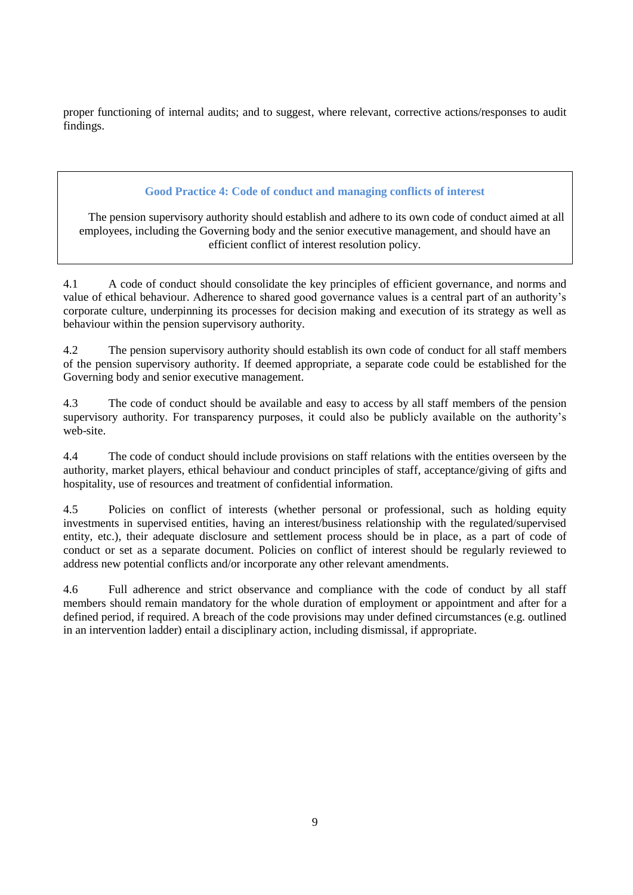proper functioning of internal audits; and to suggest, where relevant, corrective actions/responses to audit findings.

### Good Practice 4: Code of conduct and managing conflicts of interest

The pension supervisory authority should establish and adhere to its own code of conduct aimed at all employees, including the Governing body and the senior executive management, and should have an efficient conflict of interest resolution policy.

4.1 A code of conduct should consolidate the key principles of efficient governance, and norms and value of ethical behaviour. Adherence to shared good governance values is a central part of an authority's corporate culture, underpinning its processes for decision making and execution of its strategy as well as behaviour within the pension supervisory authority.

4.2 The pension supervisory authority should establish its own code of conduct for all staff members of the pension supervisory authority. If deemed appropriate, a separate code could be established for the Governing body and senior executive management.

4.3 The code of conduct should be available and easy to access by all staff members of the pension supervisory authority. For transparency purposes, it could also be publicly available on the authority's web-site.

4.4 The code of conduct should include provisions on staff relations with the entities overseen by the authority, market players, ethical behaviour and conduct principles of staff, acceptance/giving of gifts and hospitality, use of resources and treatment of confidential information.

4.5 Policies on conflict of interests (whether personal or professional, such as holding equity investments in supervised entities, having an interest/business relationship with the regulated/supervised entity, etc.), their adequate disclosure and settlement process should be in place, as a part of code of conduct or set as a separate document. Policies on conflict of interest should be regularly reviewed to address new potential conflicts and/or incorporate any other relevant amendments.

4.6 Full adherence and strict observance and compliance with the code of conduct by all staff members should remain mandatory for the whole duration of employment or appointment and after for a defined period, if required. A breach of the code provisions may under defined circumstances (e.g. outlined in an intervention ladder) entail a disciplinary action, including dismissal, if appropriate.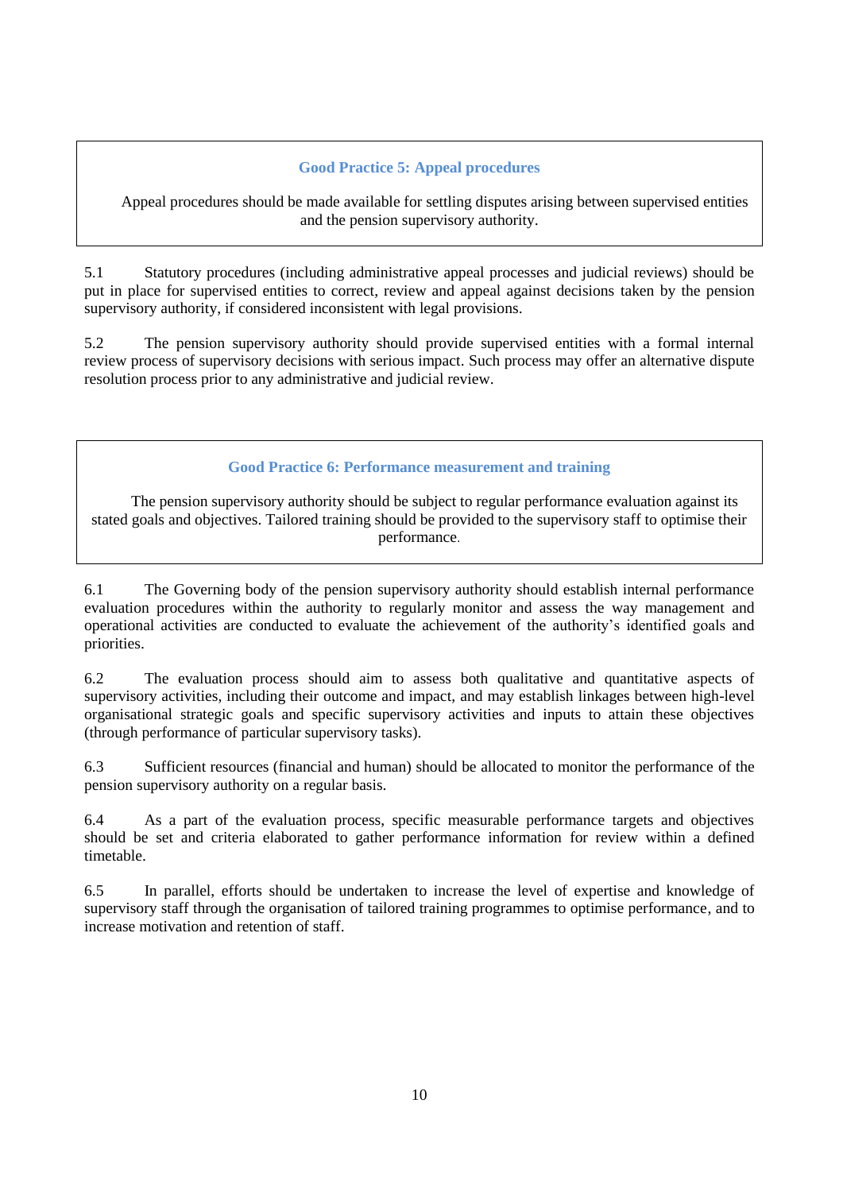### Good Practice 5: Appeal procedures

Appeal procedures should be made available for settling disputes arising between supervised entities and the pension supervisory authority.

5.1 Statutory procedures (including administrative appeal processes and judicial reviews) should be put in place for supervised entities to correct, review and appeal against decisions taken by the pension supervisory authority, if considered inconsistent with legal provisions.

5.2 The pension supervisory authority should provide supervised entities with a formal internal review process of supervisory decisions with serious impact. Such process may offer an alternative dispute resolution process prior to any administrative and judicial review.

### Good Practice 6: Performance measurement and training

The pension supervisory authority should be subject to regular performance evaluation against its stated goals and objectives. Tailored training should be provided to the supervisory staff to optimise their performance.

6.1 The Governing body of the pension supervisory authority should establish internal performance evaluation procedures within the authority to regularly monitor and assess the way management and operational activities are conducted to evaluate the achievement of the authority's identified goals and priorities.

6.2 The evaluation process should aim to assess both qualitative and quantitative aspects of supervisory activities, including their outcome and impact, and may establish linkages between high-level organisational strategic goals and specific supervisory activities and inputs to attain these objectives (through performance of particular supervisory tasks).

6.3 Sufficient resources (financial and human) should be allocated to monitor the performance of the pension supervisory authority on a regular basis.

6.4 As a part of the evaluation process, specific measurable performance targets and objectives should be set and criteria elaborated to gather performance information for review within a defined timetable.

6.5 In parallel, efforts should be undertaken to increase the level of expertise and knowledge of supervisory staff through the organisation of tailored training programmes to optimise performance, and to increase motivation and retention of staff.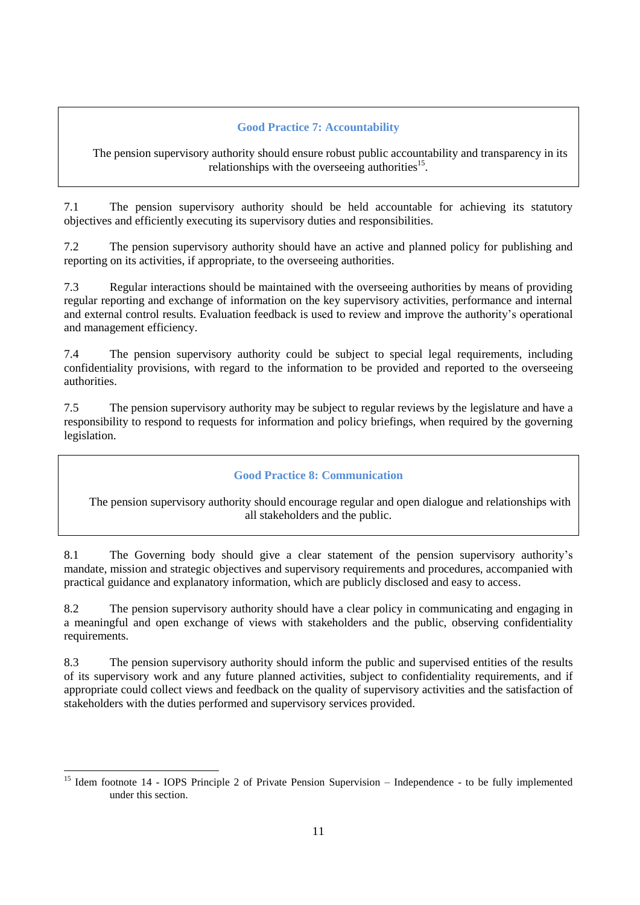### Good Practice 7: Accountability

The pension supervisory authority should ensure robust public accountability and transparency in its relationships with the overseeing authorities[15].

7.1 The pension supervisory authority should be held accountable for achieving its statutory objectives and efficiently executing its supervisory duties and responsibilities.

7.2 The pension supervisory authority should have an active and planned policy for publishing and reporting on its activities, if appropriate, to the overseeing authorities.

7.3 Regular interactions should be maintained with the overseeing authorities by means of providing regular reporting and exchange of information on the key supervisory activities, performance and internal and external control results. Evaluation feedback is used to review and improve the authority's operational and management efficiency.

7.4 The pension supervisory authority could be subject to special legal requirements, including confidentiality provisions, with regard to the information to be provided and reported to the overseeing authorities.

7.5 The pension supervisory authority may be subject to regular reviews by the legislature and have a responsibility to respond to requests for information and policy briefings, when required by the governing legislation.

### Good Practice 8: Communication

The pension supervisory authority should encourage regular and open dialogue and relationships with all stakeholders and the public.

8.1 The Governing body should give a clear statement of the pension supervisory authority's mandate, mission and strategic objectives and supervisory requirements and procedures, accompanied with practical guidance and explanatory information, which are publicly disclosed and easy to access.

8.2 The pension supervisory authority should have a clear policy in communicating and engaging in a meaningful and open exchange of views with stakeholders and the public, observing confidentiality requirements.

8.3 The pension supervisory authority should inform the public and supervised entities of the results of its supervisory work and any future planned activities, subject to confidentiality requirements, and if appropriate could collect views and feedback on the quality of supervisory activities and the satisfaction of stakeholders with the duties performed and supervisory services provided.

---

[15] Idem footnote 14 - IOPS Principle 2 of Private Pension Supervision – Independence - to be fully implemented under this section.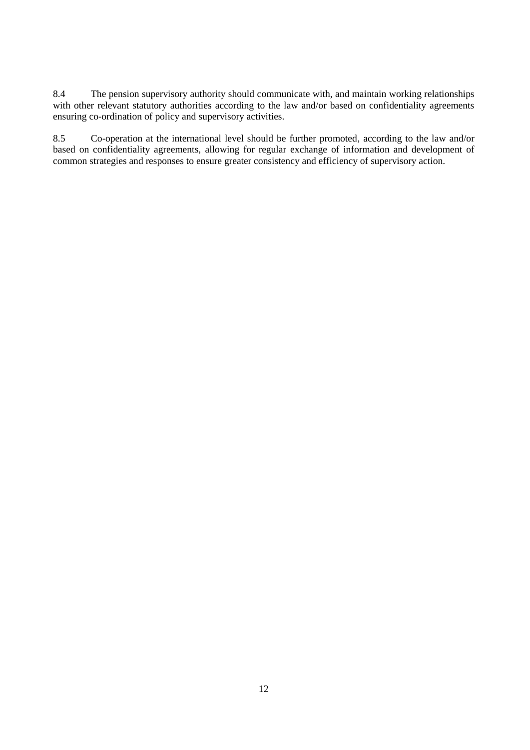8.4 The pension supervisory authority should communicate with, and maintain working relationships with other relevant statutory authorities according to the law and/or based on confidentiality agreements ensuring co-ordination of policy and supervisory activities.

8.5 Co-operation at the international level should be further promoted, according to the law and/or based on confidentiality agreements, allowing for regular exchange of information and development of common strategies and responses to ensure greater consistency and efficiency of supervisory action.